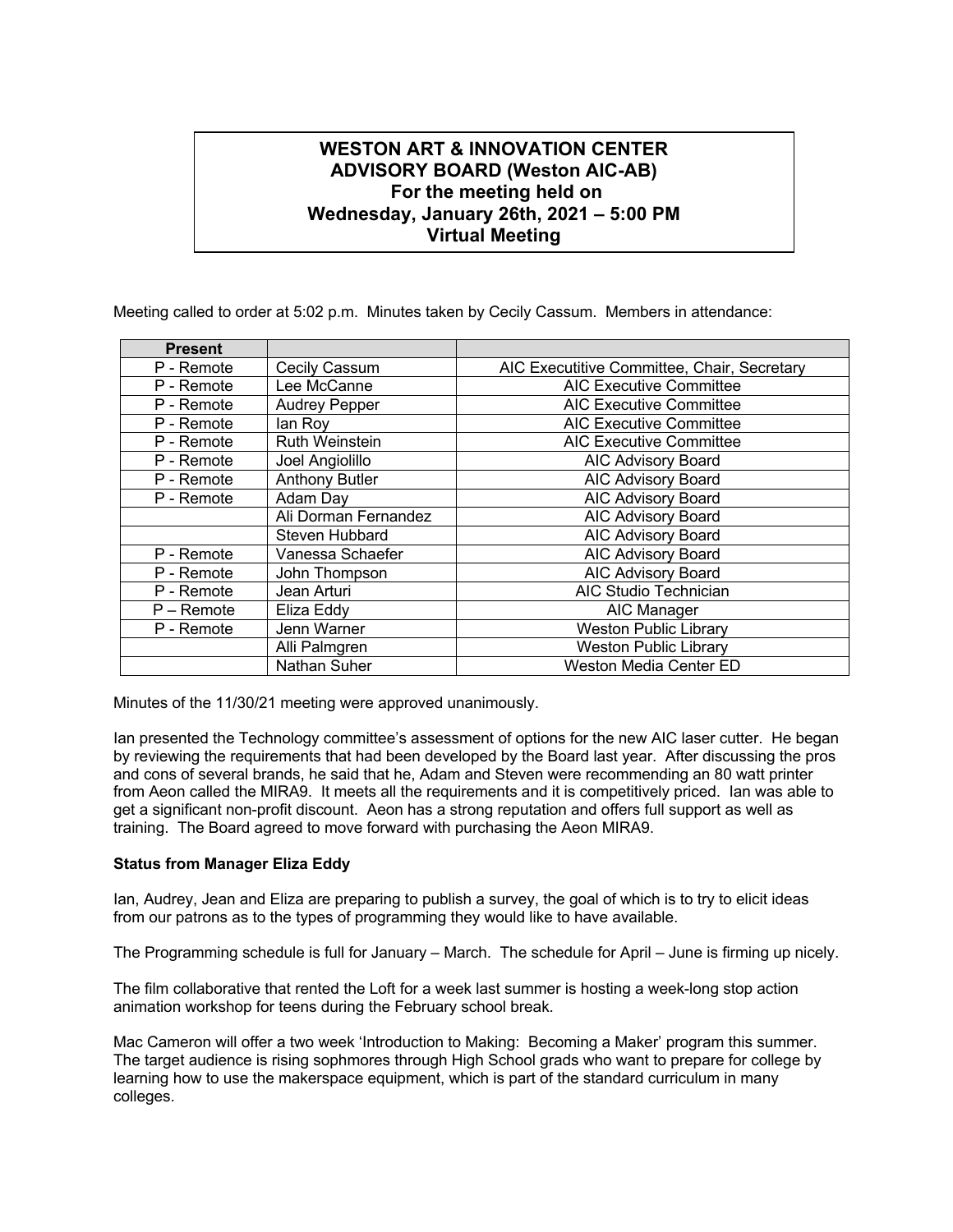# WESTON ART & INNOVATION CENTER ADVISORY BOARD (Weston AIC-AB)

## For the meeting held on Wednesday, January 26th, 2021 – 5:00 PM

## Virtual Meeting

Meeting called to order at 5:02 p.m. Minutes taken by Cecily Cassum. Members in attendance:

| Present | | |
|---|---|---|
| P - Remote | Cecily Cassum | AIC Executitive Committee, Chair, Secretary |
| P - Remote | Lee McCanne | AIC Executive Committee |
| P - Remote | Audrey Pepper | AIC Executive Committee |
| P - Remote | Ian Roy | AIC Executive Committee |
| P - Remote | Ruth Weinstein | AIC Executive Committee |
| P - Remote | Joel Angiolillo | AIC Advisory Board |
| P - Remote | Anthony Butler | AIC Advisory Board |
| P - Remote | Adam Day | AIC Advisory Board |
| | Ali Dorman Fernandez | AIC Advisory Board |
| | Steven Hubbard | AIC Advisory Board |
| P - Remote | Vanessa Schaefer | AIC Advisory Board |
| P - Remote | John Thompson | AIC Advisory Board |
| P - Remote | Jean Arturi | AIC Studio Technician |
| P – Remote | Eliza Eddy | AIC Manager |
| P - Remote | Jenn Warner | Weston Public Library |
| | Alli Palmgren | Weston Public Library |
| | Nathan Suher | Weston Media Center ED |

Minutes of the 11/30/21 meeting were approved unanimously.

Ian presented the Technology committee's assessment of options for the new AIC laser cutter. He began by reviewing the requirements that had been developed by the Board last year. After discussing the pros and cons of several brands, he said that he, Adam and Steven were recommending an 80 watt printer from Aeon called the MIRA9. It meets all the requirements and it is competitively priced. Ian was able to get a significant non-profit discount. Aeon has a strong reputation and offers full support as well as training. The Board agreed to move forward with purchasing the Aeon MIRA9.

**Status from Manager Eliza Eddy**

Ian, Audrey, Jean and Eliza are preparing to publish a survey, the goal of which is to try to elicit ideas from our patrons as to the types of programming they would like to have available.

The Programming schedule is full for January – March. The schedule for April – June is firming up nicely.

The film collaborative that rented the Loft for a week last summer is hosting a week-long stop action animation workshop for teens during the February school break.

Mac Cameron will offer a two week 'Introduction to Making: Becoming a Maker' program this summer. The target audience is rising sophmores through High School grads who want to prepare for college by learning how to use the makerspace equipment, which is part of the standard curriculum in many colleges.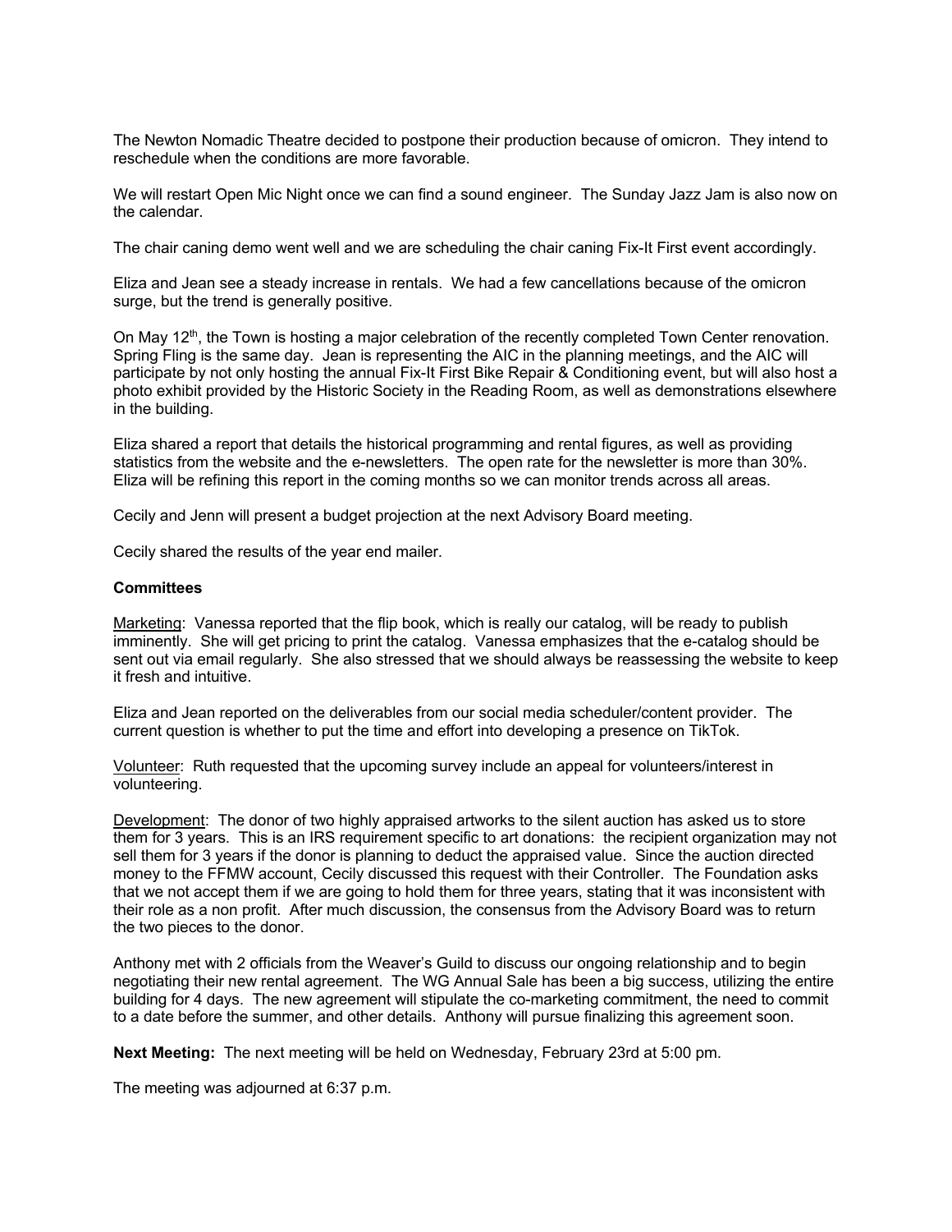The Newton Nomadic Theatre decided to postpone their production because of omicron. They intend to reschedule when the conditions are more favorable.

We will restart Open Mic Night once we can find a sound engineer. The Sunday Jazz Jam is also now on the calendar.

The chair caning demo went well and we are scheduling the chair caning Fix-It First event accordingly.

Eliza and Jean see a steady increase in rentals. We had a few cancellations because of the omicron surge, but the trend is generally positive.

On May 12th, the Town is hosting a major celebration of the recently completed Town Center renovation. Spring Fling is the same day. Jean is representing the AIC in the planning meetings, and the AIC will participate by not only hosting the annual Fix-It First Bike Repair & Conditioning event, but will also host a photo exhibit provided by the Historic Society in the Reading Room, as well as demonstrations elsewhere in the building.

Eliza shared a report that details the historical programming and rental figures, as well as providing statistics from the website and the e-newsletters. The open rate for the newsletter is more than 30%. Eliza will be refining this report in the coming months so we can monitor trends across all areas.

Cecily and Jenn will present a budget projection at the next Advisory Board meeting.

Cecily shared the results of the year end mailer.

**Committees**

Marketing: Vanessa reported that the flip book, which is really our catalog, will be ready to publish imminently. She will get pricing to print the catalog. Vanessa emphasizes that the e-catalog should be sent out via email regularly. She also stressed that we should always be reassessing the website to keep it fresh and intuitive.

Eliza and Jean reported on the deliverables from our social media scheduler/content provider. The current question is whether to put the time and effort into developing a presence on TikTok.

Volunteer: Ruth requested that the upcoming survey include an appeal for volunteers/interest in volunteering.

Development: The donor of two highly appraised artworks to the silent auction has asked us to store them for 3 years. This is an IRS requirement specific to art donations: the recipient organization may not sell them for 3 years if the donor is planning to deduct the appraised value. Since the auction directed money to the FFMW account, Cecily discussed this request with their Controller. The Foundation asks that we not accept them if we are going to hold them for three years, stating that it was inconsistent with their role as a non profit. After much discussion, the consensus from the Advisory Board was to return the two pieces to the donor.

Anthony met with 2 officials from the Weaver's Guild to discuss our ongoing relationship and to begin negotiating their new rental agreement. The WG Annual Sale has been a big success, utilizing the entire building for 4 days. The new agreement will stipulate the co-marketing commitment, the need to commit to a date before the summer, and other details. Anthony will pursue finalizing this agreement soon.

**Next Meeting:** The next meeting will be held on Wednesday, February 23rd at 5:00 pm.

The meeting was adjourned at 6:37 p.m.